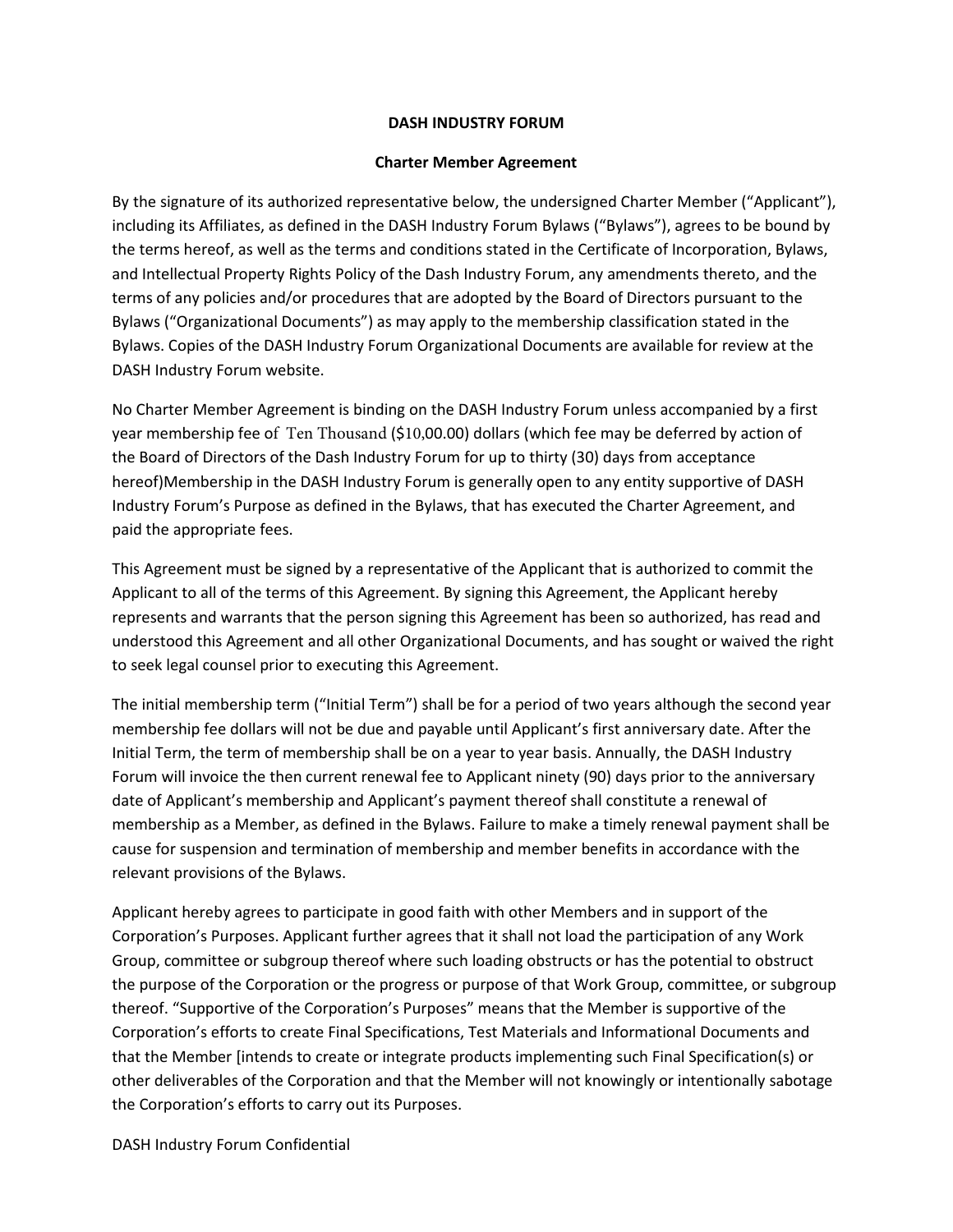**DASH INDUSTRY FORUM**

**Charter Member Agreement**

By the signature of its authorized representative below, the undersigned Charter Member ("Applicant"), including its Affiliates, as defined in the DASH Industry Forum Bylaws ("Bylaws"), agrees to be bound by the terms hereof, as well as the terms and conditions stated in the Certificate of Incorporation, Bylaws, and Intellectual Property Rights Policy of the Dash Industry Forum, any amendments thereto, and the terms of any policies and/or procedures that are adopted by the Board of Directors pursuant to the Bylaws ("Organizational Documents") as may apply to the membership classification stated in the Bylaws. Copies of the DASH Industry Forum Organizational Documents are available for review at the DASH Industry Forum website.

No Charter Member Agreement is binding on the DASH Industry Forum unless accompanied by a first year membership fee of Ten Thousand ($10,00.00) dollars (which fee may be deferred by action of the Board of Directors of the Dash Industry Forum for up to thirty (30) days from acceptance hereof)Membership in the DASH Industry Forum is generally open to any entity supportive of DASH Industry Forum's Purpose as defined in the Bylaws, that has executed the Charter Agreement, and paid the appropriate fees.

This Agreement must be signed by a representative of the Applicant that is authorized to commit the Applicant to all of the terms of this Agreement. By signing this Agreement, the Applicant hereby represents and warrants that the person signing this Agreement has been so authorized, has read and understood this Agreement and all other Organizational Documents, and has sought or waived the right to seek legal counsel prior to executing this Agreement.

The initial membership term ("Initial Term") shall be for a period of two years although the second year membership fee dollars will not be due and payable until Applicant's first anniversary date. After the Initial Term, the term of membership shall be on a year to year basis. Annually, the DASH Industry Forum will invoice the then current renewal fee to Applicant ninety (90) days prior to the anniversary date of Applicant's membership and Applicant's payment thereof shall constitute a renewal of membership as a Member, as defined in the Bylaws. Failure to make a timely renewal payment shall be cause for suspension and termination of membership and member benefits in accordance with the relevant provisions of the Bylaws.

Applicant hereby agrees to participate in good faith with other Members and in support of the Corporation's Purposes. Applicant further agrees that it shall not load the participation of any Work Group, committee or subgroup thereof where such loading obstructs or has the potential to obstruct the purpose of the Corporation or the progress or purpose of that Work Group, committee, or subgroup thereof. "Supportive of the Corporation's Purposes" means that the Member is supportive of the Corporation's efforts to create Final Specifications, Test Materials and Informational Documents and that the Member [intends to create or integrate products implementing such Final Specification(s) or other deliverables of the Corporation and that the Member will not knowingly or intentionally sabotage the Corporation's efforts to carry out its Purposes.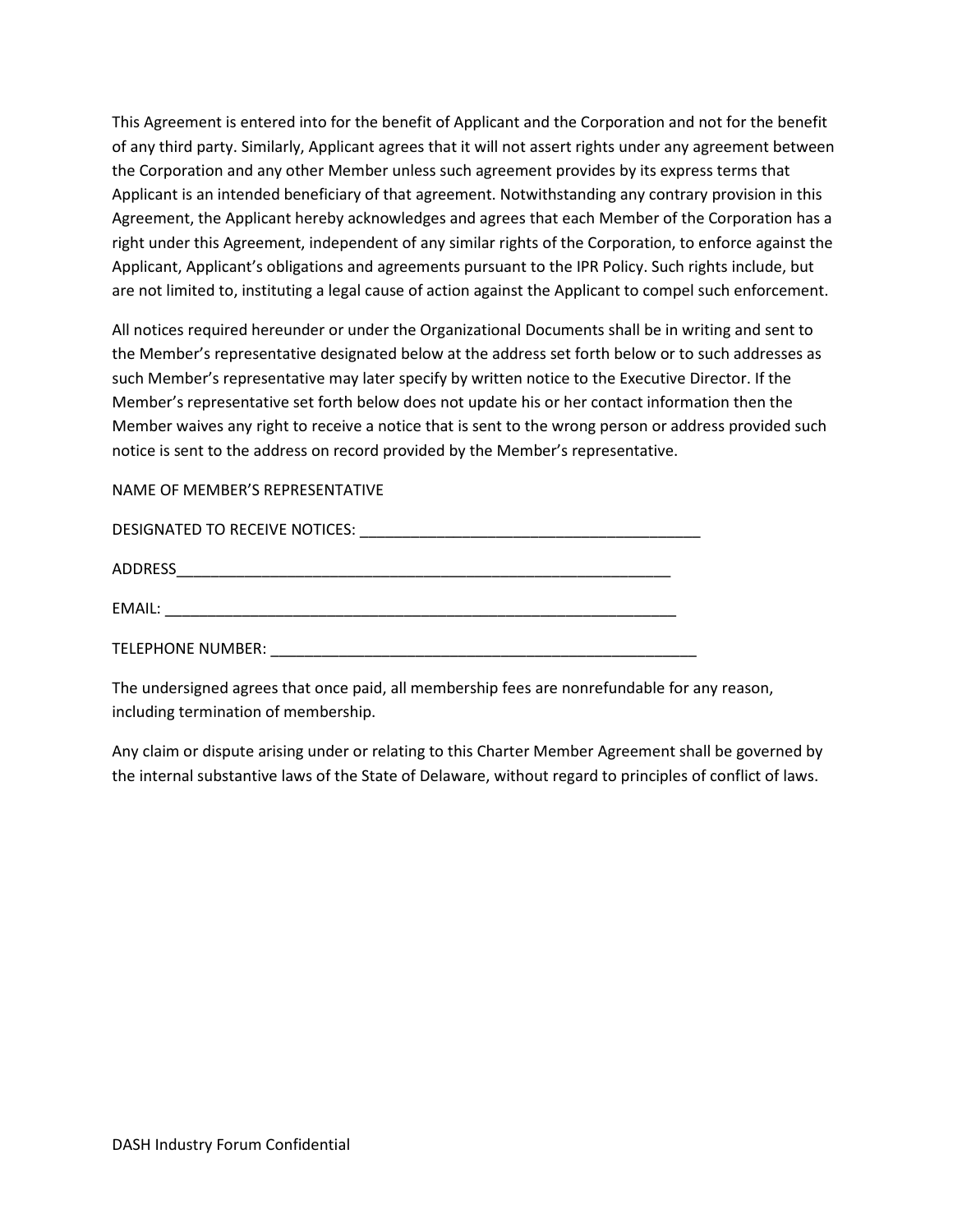This Agreement is entered into for the benefit of Applicant and the Corporation and not for the benefit of any third party. Similarly, Applicant agrees that it will not assert rights under any agreement between the Corporation and any other Member unless such agreement provides by its express terms that Applicant is an intended beneficiary of that agreement. Notwithstanding any contrary provision in this Agreement, the Applicant hereby acknowledges and agrees that each Member of the Corporation has a right under this Agreement, independent of any similar rights of the Corporation, to enforce against the Applicant, Applicant's obligations and agreements pursuant to the IPR Policy. Such rights include, but are not limited to, instituting a legal cause of action against the Applicant to compel such enforcement.

All notices required hereunder or under the Organizational Documents shall be in writing and sent to the Member's representative designated below at the address set forth below or to such addresses as such Member's representative may later specify by written notice to the Executive Director. If the Member's representative set forth below does not update his or her contact information then the Member waives any right to receive a notice that is sent to the wrong person or address provided such notice is sent to the address on record provided by the Member's representative.

NAME OF MEMBER'S REPRESENTATIVE

DESIGNATED TO RECEIVE NOTICES: ________________________________________

ADDRESS____________________________________________________________

EMAIL: _____________________________________________________________

TELEPHONE NUMBER: __________________________________________________

The undersigned agrees that once paid, all membership fees are nonrefundable for any reason, including termination of membership.

Any claim or dispute arising under or relating to this Charter Member Agreement shall be governed by the internal substantive laws of the State of Delaware, without regard to principles of conflict of laws.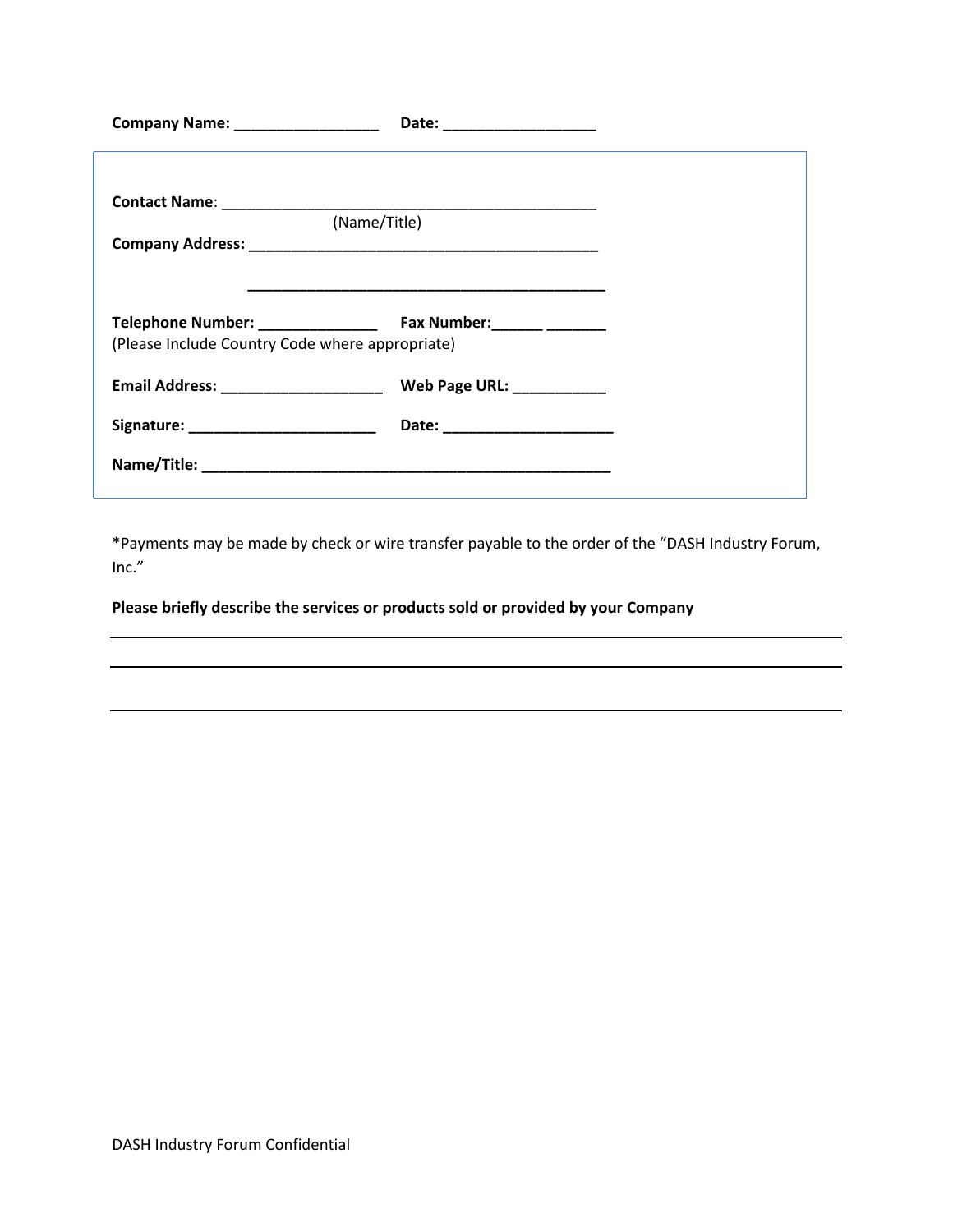**Company Name: _________________ Date: __________________**

**Contact Name**: ______________________________________________
(Name/Title)

**Company Address: _________________________________________**

**_________________________________________**

**Telephone Number: ______________ Fax Number:______ _______**
(Please Include Country Code where appropriate)

**Email Address: ___________________ Web Page URL: ___________**

**Signature: ______________________ Date: ____________________**

**Name/Title: _________________________________________________**

*Payments may be made by check or wire transfer payable to the order of the "DASH Industry Forum, Inc."

**Please briefly describe the services or products sold or provided by your Company**

________________________________________________________________________________

________________________________________________________________________________

________________________________________________________________________________

DASH Industry Forum Confidential